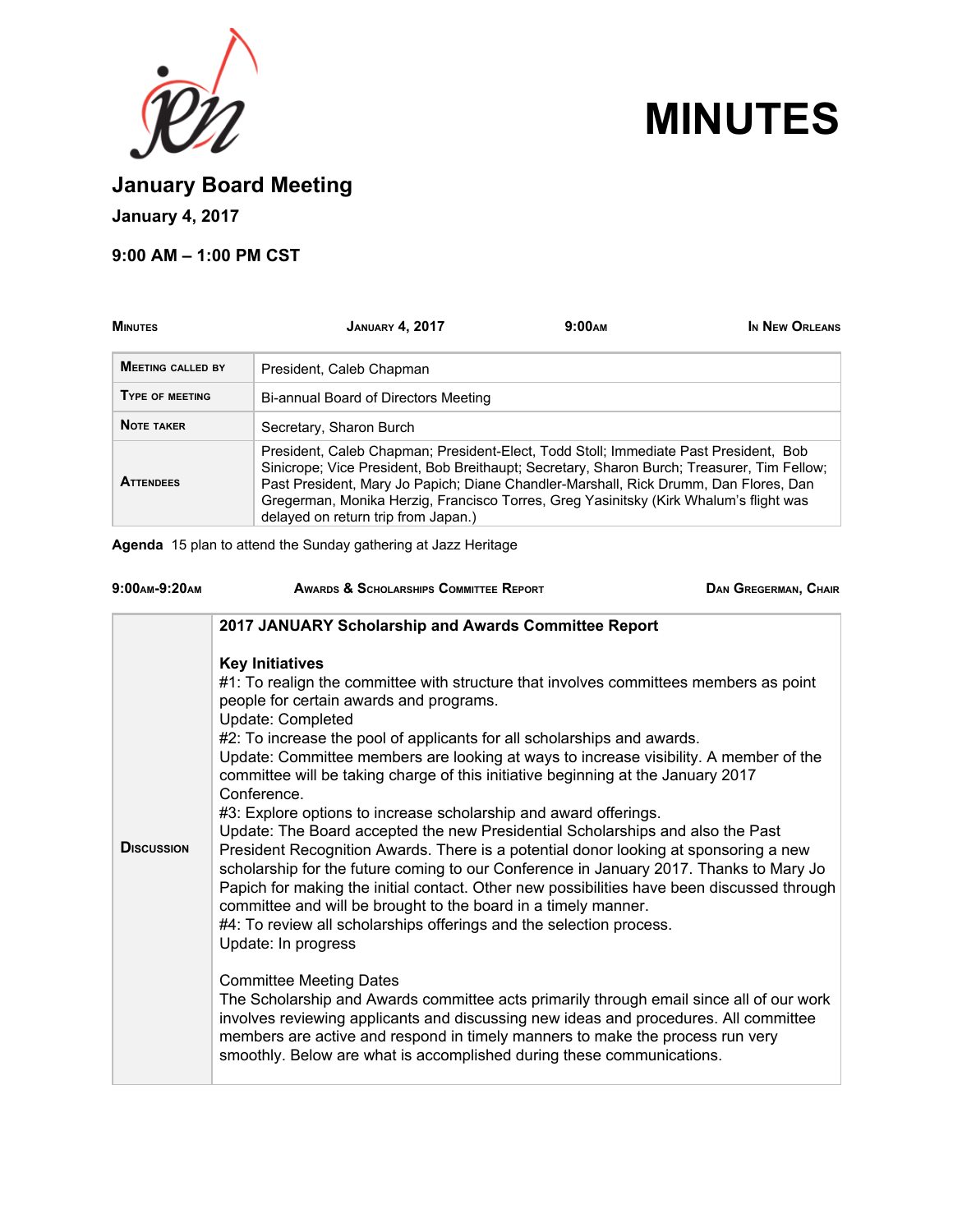# MINUTES

## January Board Meeting

**January 4, 2017**

**9:00 AM – 1:00 PM CST**

| MINUTES | JANUARY 4, 2017 | 9:00AM | IN NEW ORLEANS |
|---|---|---|---|

| | |
|---|---|
| MEETING CALLED BY | President, Caleb Chapman |
| TYPE OF MEETING | Bi-annual Board of Directors Meeting |
| NOTE TAKER | Secretary, Sharon Burch |
| ATTENDEES | President, Caleb Chapman; President-Elect, Todd Stoll; Immediate Past President, Bob Sinicrope; Vice President, Bob Breithaupt; Secretary, Sharon Burch; Treasurer, Tim Fellow; Past President, Mary Jo Papich; Diane Chandler-Marshall, Rick Drumm, Dan Flores, Dan Gregerman, Monika Herzig, Francisco Torres, Greg Yasinitsky (Kirk Whalum's flight was delayed on return trip from Japan.) |

**Agenda** 15 plan to attend the Sunday gathering at Jazz Heritage

| 9:00AM-9:20AM | AWARDS & SCHOLARSHIPS COMMITTEE REPORT | DAN GREGERMAN, CHAIR |
|---|---|---|

**DISCUSSION**

**2017 JANUARY Scholarship and Awards Committee Report**

**Key Initiatives**

#1: To realign the committee with structure that involves committees members as point people for certain awards and programs.
Update: Completed

#2: To increase the pool of applicants for all scholarships and awards.
Update: Committee members are looking at ways to increase visibility. A member of the committee will be taking charge of this initiative beginning at the January 2017 Conference.

#3: Explore options to increase scholarship and award offerings.
Update: The Board accepted the new Presidential Scholarships and also the Past President Recognition Awards. There is a potential donor looking at sponsoring a new scholarship for the future coming to our Conference in January 2017. Thanks to Mary Jo Papich for making the initial contact. Other new possibilities have been discussed through committee and will be brought to the board in a timely manner.

#4: To review all scholarships offerings and the selection process.
Update: In progress

Committee Meeting Dates

The Scholarship and Awards committee acts primarily through email since all of our work involves reviewing applicants and discussing new ideas and procedures. All committee members are active and respond in timely manners to make the process run very smoothly. Below are what is accomplished during these communications.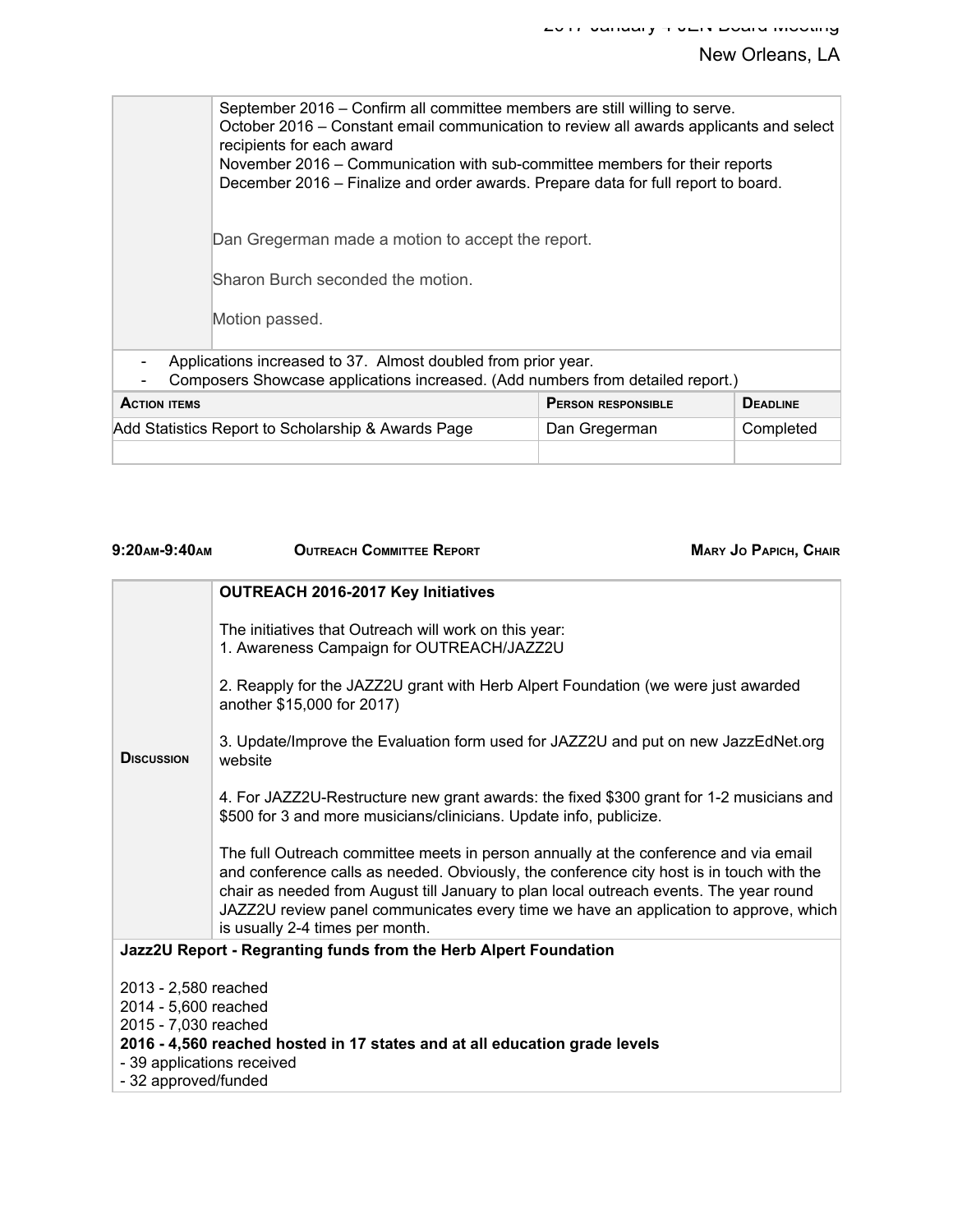| | |
|---|---|
| | September 2016 – Confirm all committee members are still willing to serve.<br>October 2016 – Constant email communication to review all awards applicants and select recipients for each award<br>November 2016 – Communication with sub-committee members for their reports<br>December 2016 – Finalize and order awards. Prepare data for full report to board.<br><br>Dan Gregerman made a motion to accept the report.<br><br>Sharon Burch seconded the motion.<br><br>Motion passed. |

- Applications increased to 37. Almost doubled from prior year.
- Composers Showcase applications increased. (Add numbers from detailed report.)

| ACTION ITEMS | PERSON RESPONSIBLE | DEADLINE |
|---|---|---|
| Add Statistics Report to Scholarship & Awards Page | Dan Gregerman | Completed |
| | | |

**9:20AM-9:40AM** **OUTREACH COMMITTEE REPORT** **MARY JO PAPICH, CHAIR**

| | |
|---|---|
| **DISCUSSION** | **OUTREACH 2016-2017 Key Initiatives**<br><br>The initiatives that Outreach will work on this year:<br>1. Awareness Campaign for OUTREACH/JAZZ2U<br><br>2. Reapply for the JAZZ2U grant with Herb Alpert Foundation (we were just awarded another $15,000 for 2017)<br><br>3. Update/Improve the Evaluation form used for JAZZ2U and put on new JazzEdNet.org website<br><br>4. For JAZZ2U-Restructure new grant awards: the fixed $300 grant for 1-2 musicians and $500 for 3 and more musicians/clinicians. Update info, publicize.<br><br>The full Outreach committee meets in person annually at the conference and via email and conference calls as needed. Obviously, the conference city host is in touch with the chair as needed from August till January to plan local outreach events. The year round JAZZ2U review panel communicates every time we have an application to approve, which is usually 2-4 times per month. |

**Jazz2U Report - Regranting funds from the Herb Alpert Foundation**

2013 - 2,580 reached
2014 - 5,600 reached
2015 - 7,030 reached
**2016 - 4,560 reached hosted in 17 states and at all education grade levels**
- 39 applications received
- 32 approved/funded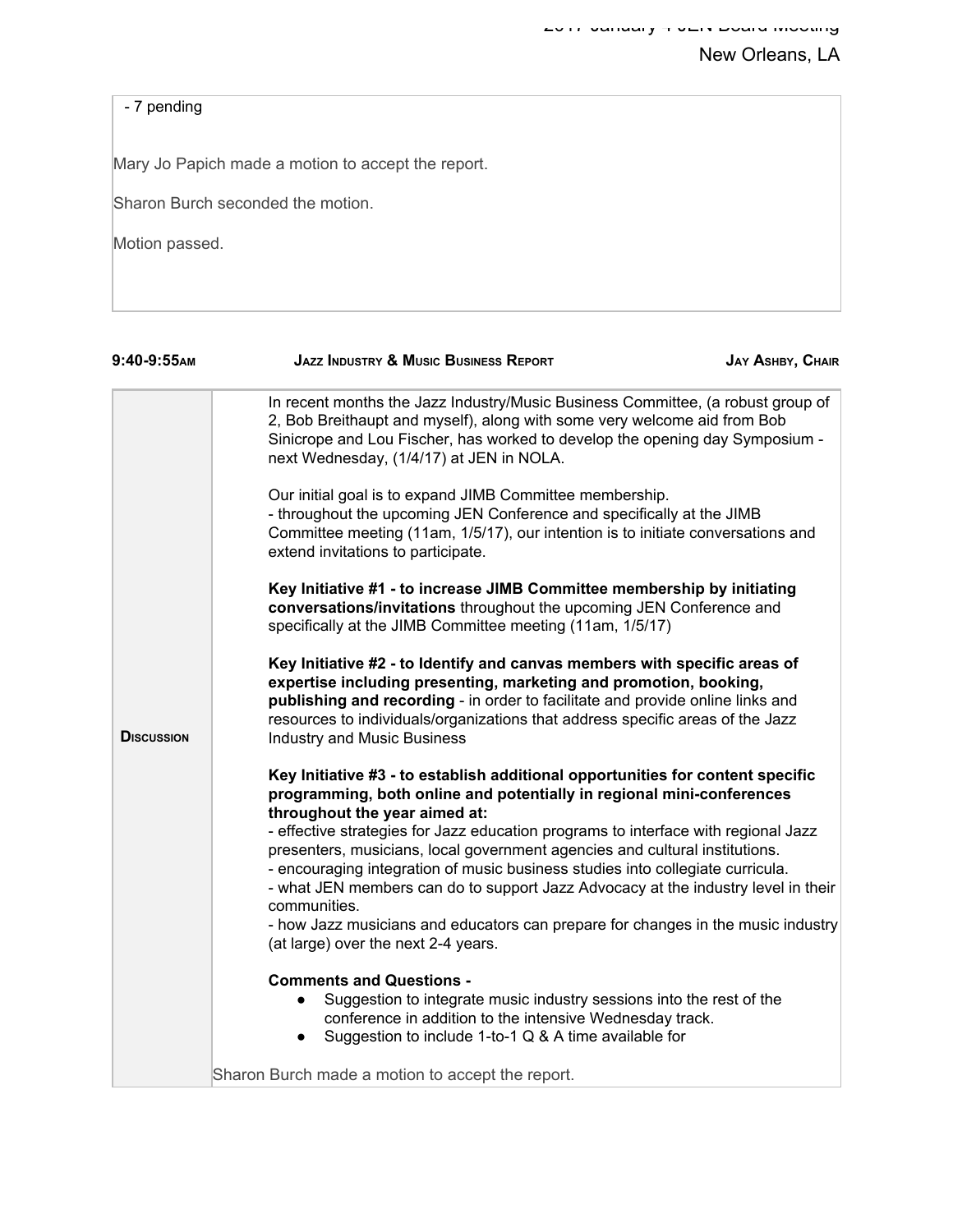- 7 pending

Mary Jo Papich made a motion to accept the report.

Sharon Burch seconded the motion.

Motion passed.

**9:40-9:55AM** **JAZZ INDUSTRY & MUSIC BUSINESS REPORT** **JAY ASHBY, CHAIR**

**DISCUSSION**

In recent months the Jazz Industry/Music Business Committee, (a robust group of 2, Bob Breithaupt and myself), along with some very welcome aid from Bob Sinicrope and Lou Fischer, has worked to develop the opening day Symposium - next Wednesday, (1/4/17) at JEN in NOLA.

Our initial goal is to expand JIMB Committee membership.
- throughout the upcoming JEN Conference and specifically at the JIMB Committee meeting (11am, 1/5/17), our intention is to initiate conversations and extend invitations to participate.

**Key Initiative #1 - to increase JIMB Committee membership by initiating conversations/invitations** throughout the upcoming JEN Conference and specifically at the JIMB Committee meeting (11am, 1/5/17)

**Key Initiative #2 - to Identify and canvas members with specific areas of expertise including presenting, marketing and promotion, booking, publishing and recording** - in order to facilitate and provide online links and resources to individuals/organizations that address specific areas of the Jazz Industry and Music Business

**Key Initiative #3 - to establish additional opportunities for content specific programming, both online and potentially in regional mini-conferences throughout the year aimed at:**
- effective strategies for Jazz education programs to interface with regional Jazz presenters, musicians, local government agencies and cultural institutions.
- encouraging integration of music business studies into collegiate curricula.
- what JEN members can do to support Jazz Advocacy at the industry level in their communities.
- how Jazz musicians and educators can prepare for changes in the music industry (at large) over the next 2-4 years.

**Comments and Questions -**

- Suggestion to integrate music industry sessions into the rest of the conference in addition to the intensive Wednesday track.
- Suggestion to include 1-to-1 Q & A time available for

Sharon Burch made a motion to accept the report.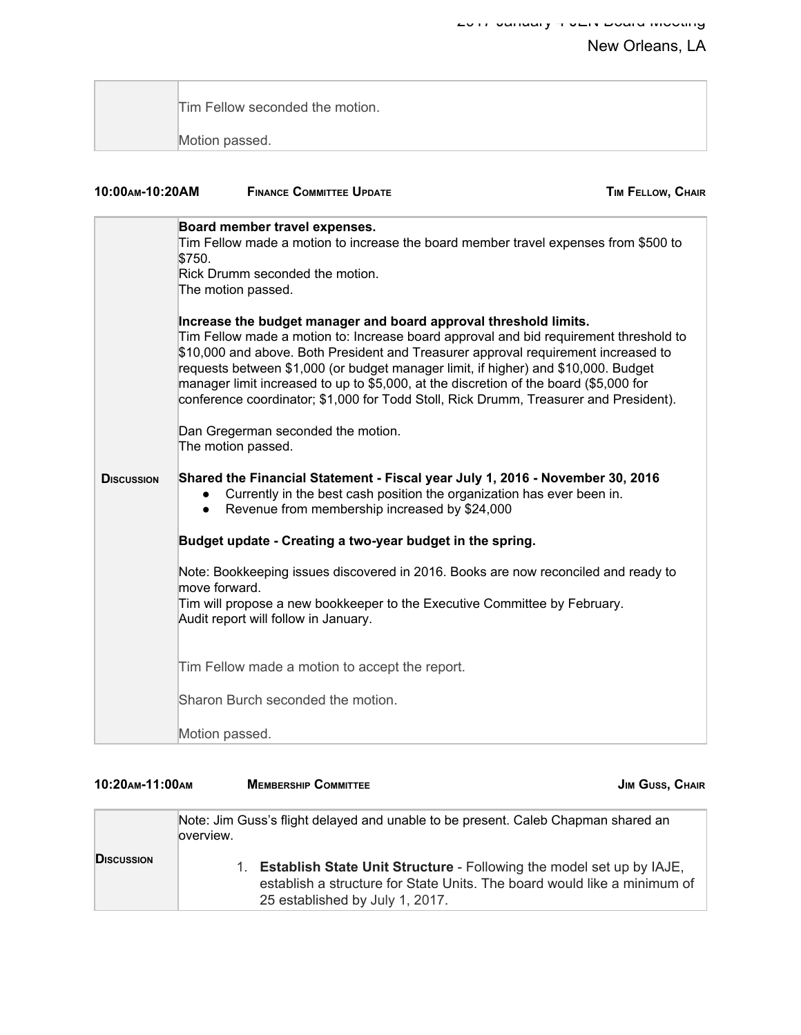| | Tim Fellow seconded the motion.<br><br>Motion passed. |
|---|---|

**10:00AM-10:20AM** **FINANCE COMMITTEE UPDATE** **TIM FELLOW, CHAIR**

| | |
|---|---|
| **DISCUSSION** | **Board member travel expenses.**<br>Tim Fellow made a motion to increase the board member travel expenses from $500 to $750.<br>Rick Drumm seconded the motion.<br>The motion passed.<br><br>**Increase the budget manager and board approval threshold limits.**<br>Tim Fellow made a motion to: Increase board approval and bid requirement threshold to $10,000 and above. Both President and Treasurer approval requirement increased to requests between $1,000 (or budget manager limit, if higher) and $10,000. Budget manager limit increased to up to $5,000, at the discretion of the board ($5,000 for conference coordinator; $1,000 for Todd Stoll, Rick Drumm, Treasurer and President).<br><br>Dan Gregerman seconded the motion.<br>The motion passed.<br><br>**Shared the Financial Statement - Fiscal year July 1, 2016 - November 30, 2016**<br>● Currently in the best cash position the organization has ever been in.<br>● Revenue from membership increased by $24,000<br><br>**Budget update - Creating a two-year budget in the spring.**<br><br>Note: Bookkeeping issues discovered in 2016. Books are now reconciled and ready to move forward.<br>Tim will propose a new bookkeeper to the Executive Committee by February.<br>Audit report will follow in January.<br><br>Tim Fellow made a motion to accept the report.<br><br>Sharon Burch seconded the motion.<br><br>Motion passed. |

**10:20AM-11:00AM** **MEMBERSHIP COMMITTEE** **JIM GUSS, CHAIR**

| | |
|---|---|
| **DISCUSSION** | Note: Jim Guss's flight delayed and unable to be present. Caleb Chapman shared an overview.<br><br>1. **Establish State Unit Structure** - Following the model set up by IAJE, establish a structure for State Units. The board would like a minimum of 25 established by July 1, 2017. |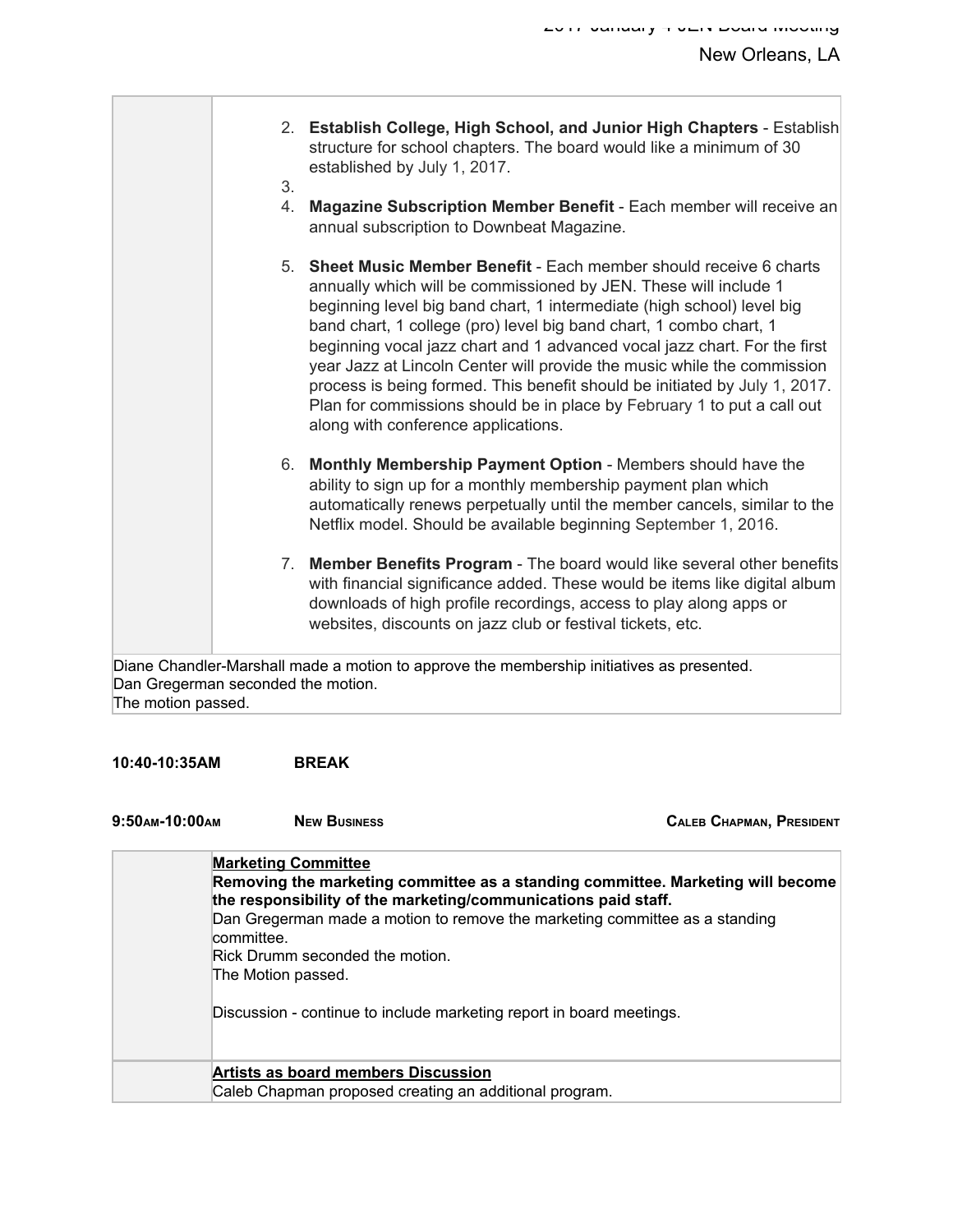| | 2. **Establish College, High School, and Junior High Chapters** - Establish structure for school chapters. The board would like a minimum of 30 established by July 1, 2017.<br>3.<br>4. **Magazine Subscription Member Benefit** - Each member will receive an annual subscription to Downbeat Magazine.<br><br>5. **Sheet Music Member Benefit** - Each member should receive 6 charts annually which will be commissioned by JEN. These will include 1 beginning level big band chart, 1 intermediate (high school) level big band chart, 1 college (pro) level big band chart, 1 combo chart, 1 beginning vocal jazz chart and 1 advanced vocal jazz chart. For the first year Jazz at Lincoln Center will provide the music while the commission process is being formed. This benefit should be initiated by July 1, 2017. Plan for commissions should be in place by February 1 to put a call out along with conference applications.<br><br>6. **Monthly Membership Payment Option** - Members should have the ability to sign up for a monthly membership payment plan which automatically renews perpetually until the member cancels, similar to the Netflix model. Should be available beginning September 1, 2016.<br><br>7. **Member Benefits Program** - The board would like several other benefits with financial significance added. These would be items like digital album downloads of high profile recordings, access to play along apps or websites, discounts on jazz club or festival tickets, etc. |
|---|---|
| Diane Chandler-Marshall made a motion to approve the membership initiatives as presented.<br>Dan Gregerman seconded the motion.<br>The motion passed. | |

**10:40-10:35AM** **BREAK**

**9:50AM-10:00AM** **NEW BUSINESS** **CALEB CHAPMAN, PRESIDENT**

| | |
|---|---|
| | **Marketing Committee**<br>**Removing the marketing committee as a standing committee. Marketing will become the responsibility of the marketing/communications paid staff.**<br>Dan Gregerman made a motion to remove the marketing committee as a standing committee.<br>Rick Drumm seconded the motion.<br>The Motion passed.<br><br>Discussion - continue to include marketing report in board meetings. |
| | **Artists as board members Discussion**<br>Caleb Chapman proposed creating an additional program. |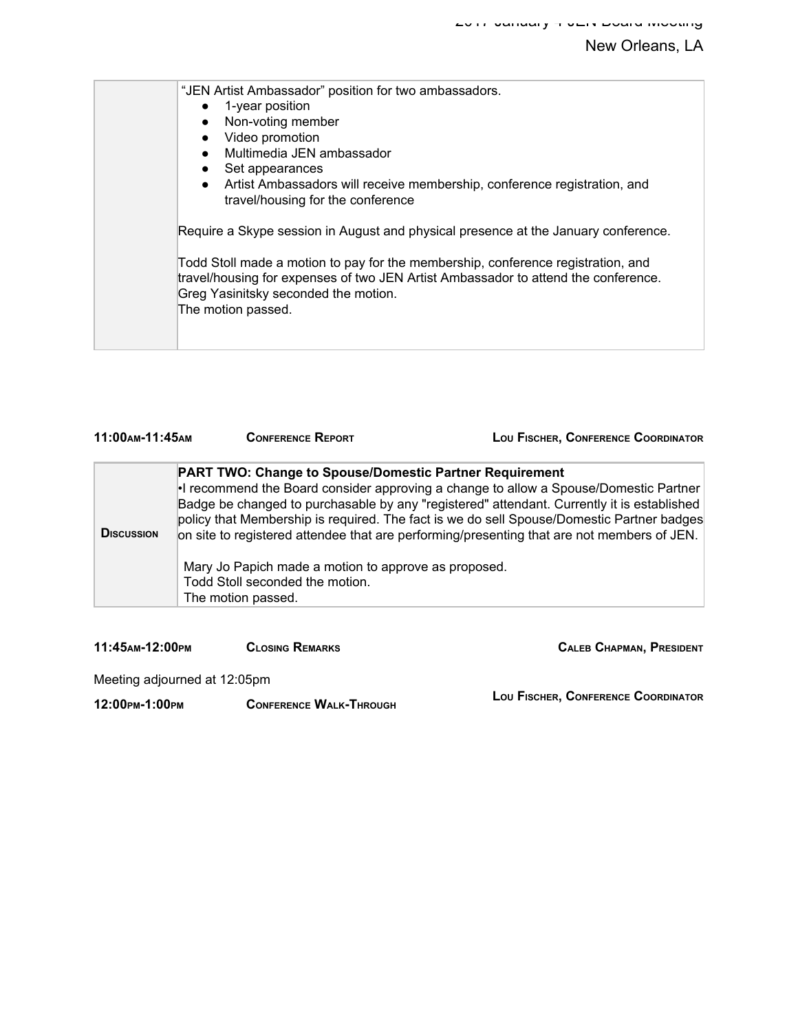| | |
|---|---|
| | "JEN Artist Ambassador" position for two ambassadors.<br>● 1-year position<br>● Non-voting member<br>● Video promotion<br>● Multimedia JEN ambassador<br>● Set appearances<br>● Artist Ambassadors will receive membership, conference registration, and travel/housing for the conference<br><br>Require a Skype session in August and physical presence at the January conference.<br><br>Todd Stoll made a motion to pay for the membership, conference registration, and travel/housing for expenses of two JEN Artist Ambassador to attend the conference. Greg Yasinitsky seconded the motion.<br>The motion passed. |

**11:00AM-11:45AM** **CONFERENCE REPORT** **LOU FISCHER, CONFERENCE COORDINATOR**

| | |
|---|---|
| **DISCUSSION** | **PART TWO: Change to Spouse/Domestic Partner Requirement**<br>•I recommend the Board consider approving a change to allow a Spouse/Domestic Partner Badge be changed to purchasable by any "registered" attendant. Currently it is established policy that Membership is required. The fact is we do sell Spouse/Domestic Partner badges on site to registered attendee that are performing/presenting that are not members of JEN.<br><br>Mary Jo Papich made a motion to approve as proposed.<br>Todd Stoll seconded the motion.<br>The motion passed. |

**11:45AM-12:00PM** **CLOSING REMARKS** **CALEB CHAPMAN, PRESIDENT**

Meeting adjourned at 12:05pm

**12:00PM-1:00PM** **CONFERENCE WALK-THROUGH** **LOU FISCHER, CONFERENCE COORDINATOR**